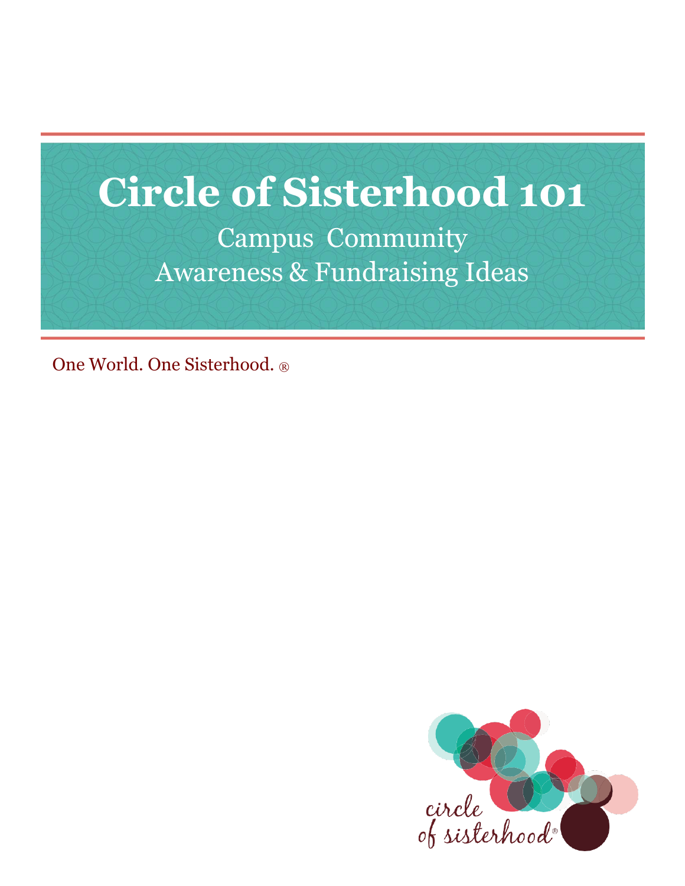# Circle of Sisterhood 101

## Campus Community
## Awareness & Fundraising Ideas

One World. One Sisterhood. ®

circle of sisterhood®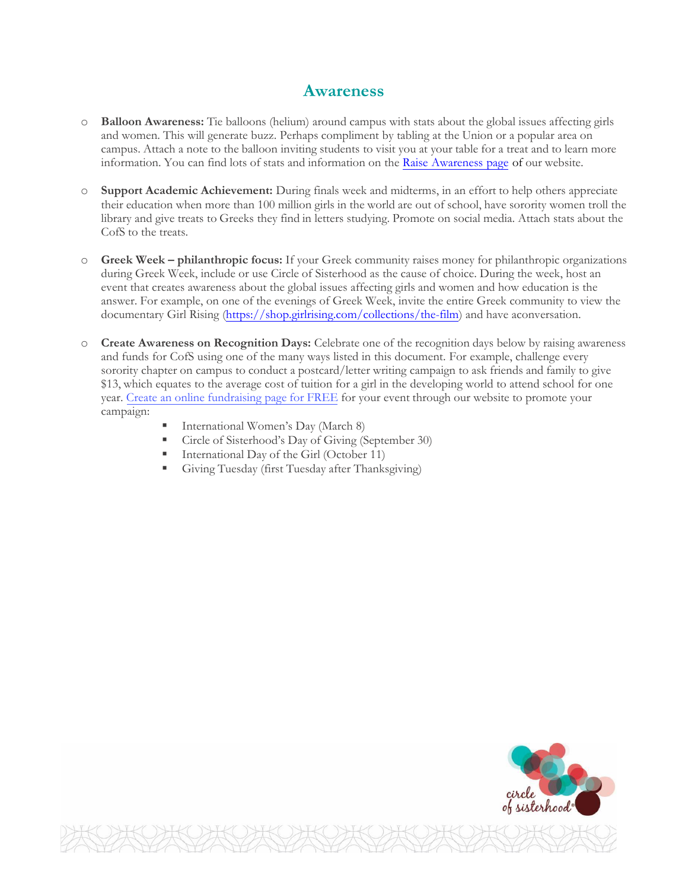## Awareness

- **Balloon Awareness:** Tie balloons (helium) around campus with stats about the global issues affecting girls and women. This will generate buzz. Perhaps compliment by tabling at the Union or a popular area on campus. Attach a note to the balloon inviting students to visit you at your table for a treat and to learn more information. You can find lots of stats and information on the Raise Awareness page of our website.

- **Support Academic Achievement:** During finals week and midterms, in an effort to help others appreciate their education when more than 100 million girls in the world are out of school, have sorority women troll the library and give treats to Greeks they find in letters studying. Promote on social media. Attach stats about the CofS to the treats.

- **Greek Week – philanthropic focus:** If your Greek community raises money for philanthropic organizations during Greek Week, include or use Circle of Sisterhood as the cause of choice. During the week, host an event that creates awareness about the global issues affecting girls and women and how education is the answer. For example, on one of the evenings of Greek Week, invite the entire Greek community to view the documentary Girl Rising (https://shop.girlrising.com/collections/the-film) and have aconversation.

- **Create Awareness on Recognition Days:** Celebrate one of the recognition days below by raising awareness and funds for CofS using one of the many ways listed in this document. For example, challenge every sorority chapter on campus to conduct a postcard/letter writing campaign to ask friends and family to give $13, which equates to the average cost of tuition for a girl in the developing world to attend school for one year. Create an online fundraising page for FREE for your event through our website to promote your campaign:
  - International Women's Day (March 8)
  - Circle of Sisterhood's Day of Giving (September 30)
  - International Day of the Girl (October 11)
  - Giving Tuesday (first Tuesday after Thanksgiving)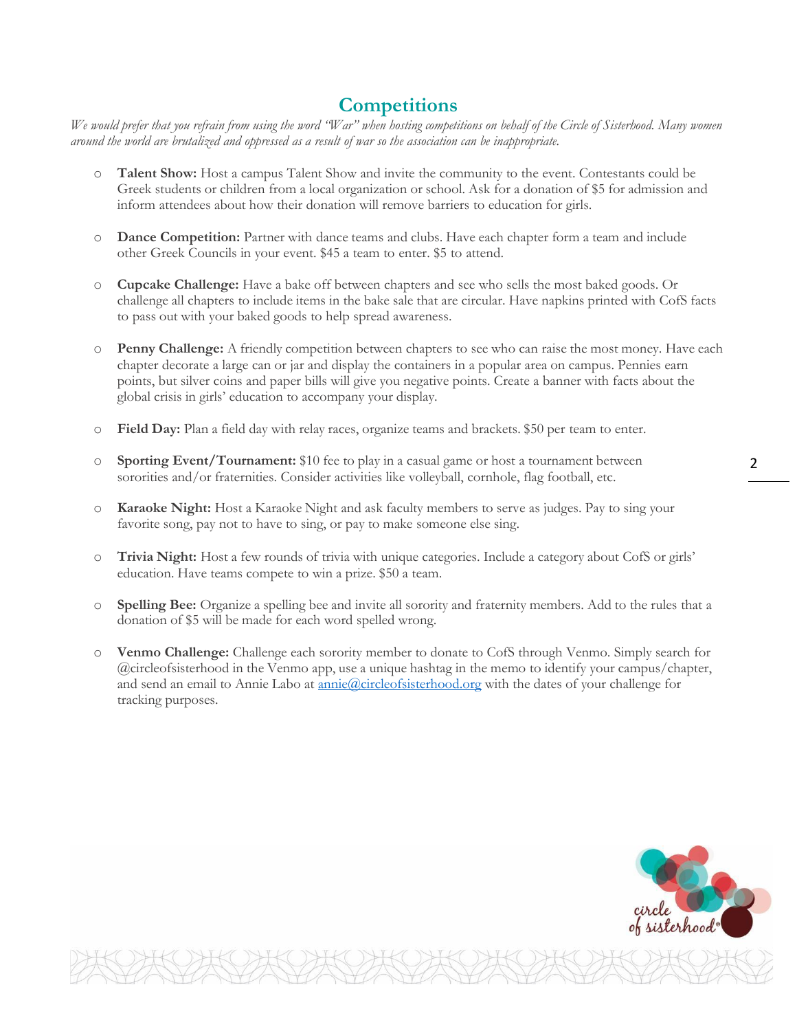## Competitions

*We would prefer that you refrain from using the word "War" when hosting competitions on behalf of the Circle of Sisterhood. Many women around the world are brutalized and oppressed as a result of war so the association can be inappropriate.*

- **Talent Show:** Host a campus Talent Show and invite the community to the event. Contestants could be Greek students or children from a local organization or school. Ask for a donation of $5 for admission and inform attendees about how their donation will remove barriers to education for girls.

- **Dance Competition:** Partner with dance teams and clubs. Have each chapter form a team and include other Greek Councils in your event. $45 a team to enter. $5 to attend.

- **Cupcake Challenge:** Have a bake off between chapters and see who sells the most baked goods. Or challenge all chapters to include items in the bake sale that are circular. Have napkins printed with CofS facts to pass out with your baked goods to help spread awareness.

- **Penny Challenge:** A friendly competition between chapters to see who can raise the most money. Have each chapter decorate a large can or jar and display the containers in a popular area on campus. Pennies earn points, but silver coins and paper bills will give you negative points. Create a banner with facts about the global crisis in girls' education to accompany your display.

- **Field Day:** Plan a field day with relay races, organize teams and brackets. $50 per team to enter.

- **Sporting Event/Tournament:** $10 fee to play in a casual game or host a tournament between sororities and/or fraternities. Consider activities like volleyball, cornhole, flag football, etc.

- **Karaoke Night:** Host a Karaoke Night and ask faculty members to serve as judges. Pay to sing your favorite song, pay not to have to sing, or pay to make someone else sing.

- **Trivia Night:** Host a few rounds of trivia with unique categories. Include a category about CofS or girls' education. Have teams compete to win a prize. $50 a team.

- **Spelling Bee:** Organize a spelling bee and invite all sorority and fraternity members. Add to the rules that a donation of $5 will be made for each word spelled wrong.

- **Venmo Challenge:** Challenge each sorority member to donate to CofS through Venmo. Simply search for @circleofsisterhood in the Venmo app, use a unique hashtag in the memo to identify your campus/chapter, and send an email to Annie Labo at annie@circleofsisterhood.org with the dates of your challenge for tracking purposes.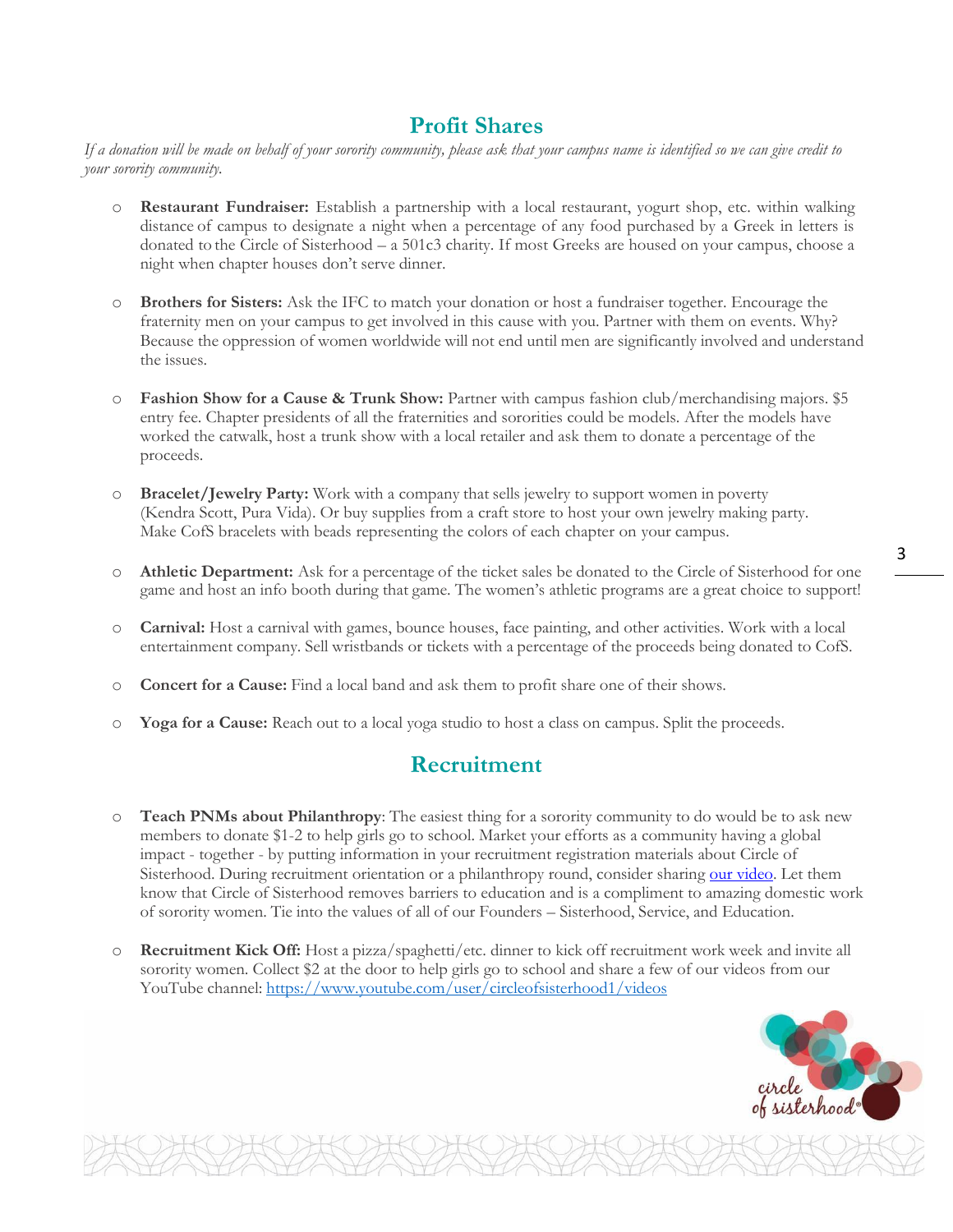## Profit Shares

*If a donation will be made on behalf of your sorority community, please ask that your campus name is identified so we can give credit to your sorority community.*

- **Restaurant Fundraiser:** Establish a partnership with a local restaurant, yogurt shop, etc. within walking distance of campus to designate a night when a percentage of any food purchased by a Greek in letters is donated to the Circle of Sisterhood – a 501c3 charity. If most Greeks are housed on your campus, choose a night when chapter houses don't serve dinner.
- **Brothers for Sisters:** Ask the IFC to match your donation or host a fundraiser together. Encourage the fraternity men on your campus to get involved in this cause with you. Partner with them on events. Why? Because the oppression of women worldwide will not end until men are significantly involved and understand the issues.
- **Fashion Show for a Cause & Trunk Show:** Partner with campus fashion club/merchandising majors. $5 entry fee. Chapter presidents of all the fraternities and sororities could be models. After the models have worked the catwalk, host a trunk show with a local retailer and ask them to donate a percentage of the proceeds.
- **Bracelet/Jewelry Party:** Work with a company that sells jewelry to support women in poverty (Kendra Scott, Pura Vida). Or buy supplies from a craft store to host your own jewelry making party. Make CofS bracelets with beads representing the colors of each chapter on your campus.
- **Athletic Department:** Ask for a percentage of the ticket sales be donated to the Circle of Sisterhood for one game and host an info booth during that game. The women's athletic programs are a great choice to support!
- **Carnival:** Host a carnival with games, bounce houses, face painting, and other activities. Work with a local entertainment company. Sell wristbands or tickets with a percentage of the proceeds being donated to CofS.
- **Concert for a Cause:** Find a local band and ask them to profit share one of their shows.
- **Yoga for a Cause:** Reach out to a local yoga studio to host a class on campus. Split the proceeds.

## Recruitment

- **Teach PNMs about Philanthropy**: The easiest thing for a sorority community to do would be to ask new members to donate $1-2 to help girls go to school. Market your efforts as a community having a global impact - together - by putting information in your recruitment registration materials about Circle of Sisterhood. During recruitment orientation or a philanthropy round, consider sharing our video. Let them know that Circle of Sisterhood removes barriers to education and is a compliment to amazing domestic work of sorority women. Tie into the values of all of our Founders – Sisterhood, Service, and Education.
- **Recruitment Kick Off:** Host a pizza/spaghetti/etc. dinner to kick off recruitment work week and invite all sorority women. Collect $2 at the door to help girls go to school and share a few of our videos from our YouTube channel: https://www.youtube.com/user/circleofsisterhood1/videos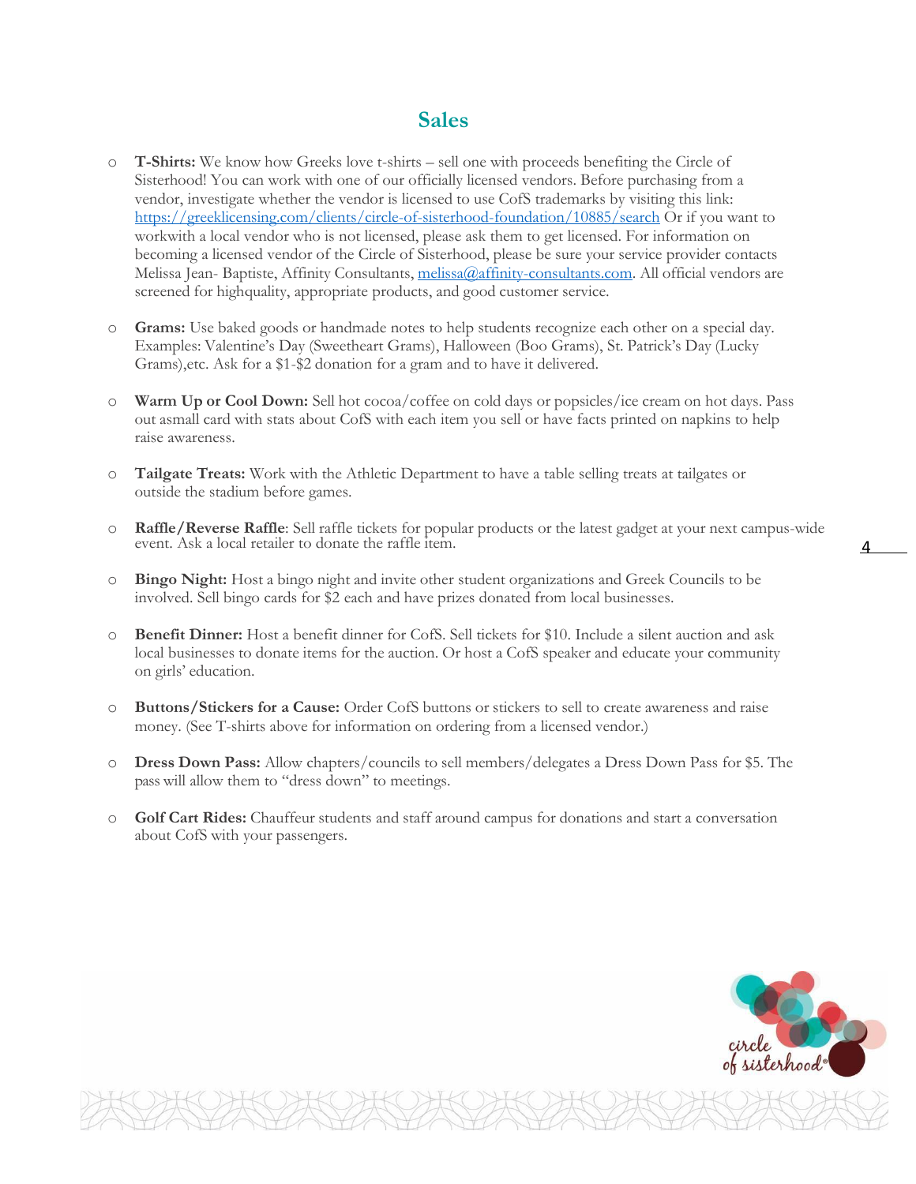## Sales

- **T-Shirts:** We know how Greeks love t-shirts – sell one with proceeds benefiting the Circle of Sisterhood! You can work with one of our officially licensed vendors. Before purchasing from a vendor, investigate whether the vendor is licensed to use CofS trademarks by visiting this link: https://greeklicensing.com/clients/circle-of-sisterhood-foundation/10885/search Or if you want to workwith a local vendor who is not licensed, please ask them to get licensed. For information on becoming a licensed vendor of the Circle of Sisterhood, please be sure your service provider contacts Melissa Jean- Baptiste, Affinity Consultants, melissa@affinity-consultants.com. All official vendors are screened for highquality, appropriate products, and good customer service.

- **Grams:** Use baked goods or handmade notes to help students recognize each other on a special day. Examples: Valentine's Day (Sweetheart Grams), Halloween (Boo Grams), St. Patrick's Day (Lucky Grams),etc. Ask for a $1-$2 donation for a gram and to have it delivered.

- **Warm Up or Cool Down:** Sell hot cocoa/coffee on cold days or popsicles/ice cream on hot days. Pass out asmall card with stats about CofS with each item you sell or have facts printed on napkins to help raise awareness.

- **Tailgate Treats:** Work with the Athletic Department to have a table selling treats at tailgates or outside the stadium before games.

- **Raffle/Reverse Raffle**: Sell raffle tickets for popular products or the latest gadget at your next campus-wide event. Ask a local retailer to donate the raffle item.

- **Bingo Night:** Host a bingo night and invite other student organizations and Greek Councils to be involved. Sell bingo cards for $2 each and have prizes donated from local businesses.

- **Benefit Dinner:** Host a benefit dinner for CofS. Sell tickets for $10. Include a silent auction and ask local businesses to donate items for the auction. Or host a CofS speaker and educate your community on girls' education.

- **Buttons/Stickers for a Cause:** Order CofS buttons or stickers to sell to create awareness and raise money. (See T-shirts above for information on ordering from a licensed vendor.)

- **Dress Down Pass:** Allow chapters/councils to sell members/delegates a Dress Down Pass for $5. The pass will allow them to "dress down" to meetings.

- **Golf Cart Rides:** Chauffeur students and staff around campus for donations and start a conversation about CofS with your passengers.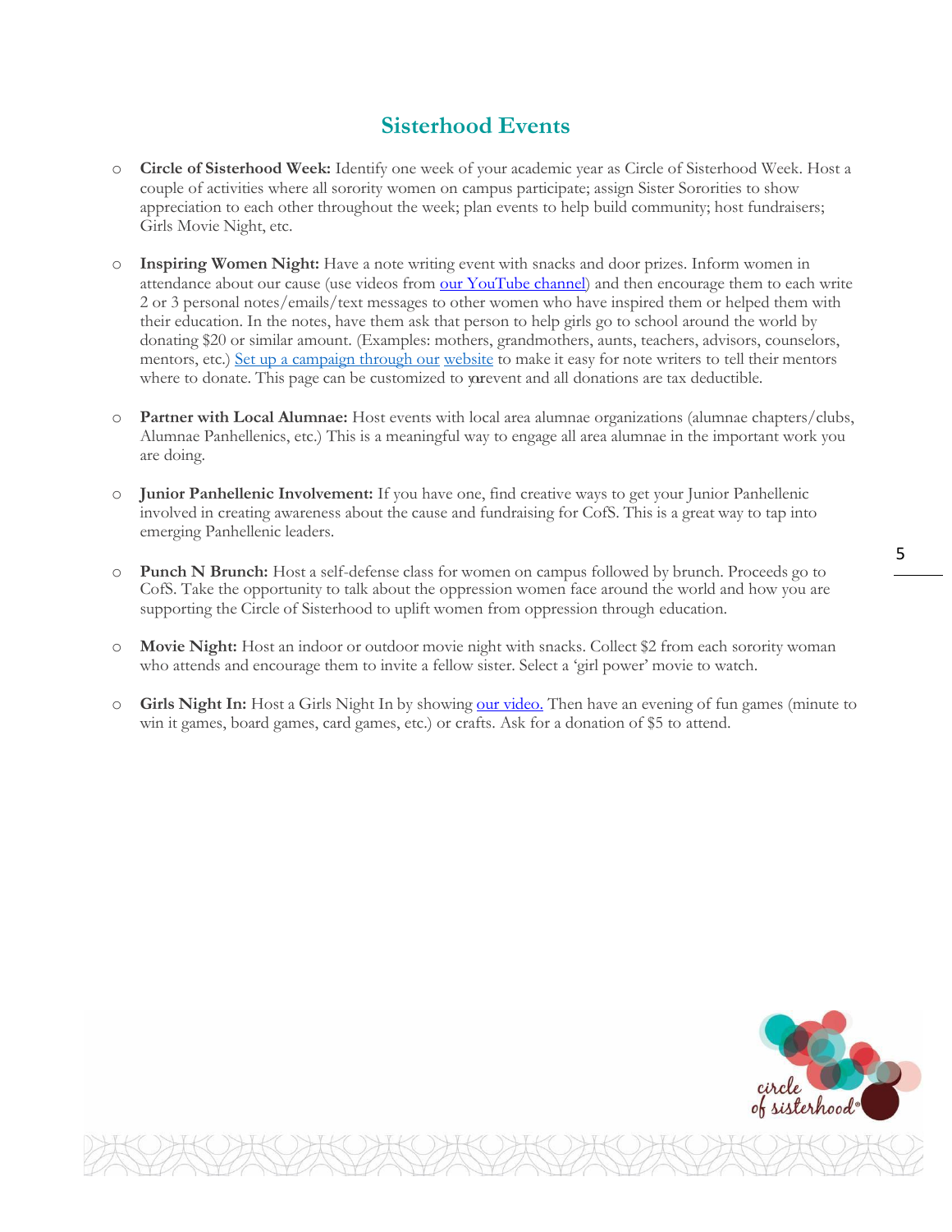## Sisterhood Events

- **Circle of Sisterhood Week:** Identify one week of your academic year as Circle of Sisterhood Week. Host a couple of activities where all sorority women on campus participate; assign Sister Sororities to show appreciation to each other throughout the week; plan events to help build community; host fundraisers; Girls Movie Night, etc.

- **Inspiring Women Night:** Have a note writing event with snacks and door prizes. Inform women in attendance about our cause (use videos from our YouTube channel) and then encourage them to each write 2 or 3 personal notes/emails/text messages to other women who have inspired them or helped them with their education. In the notes, have them ask that person to help girls go to school around the world by donating $20 or similar amount. (Examples: mothers, grandmothers, aunts, teachers, advisors, counselors, mentors, etc.) Set up a campaign through our website to make it easy for note writers to tell their mentors where to donate. This page can be customized to your event and all donations are tax deductible.

- **Partner with Local Alumnae:** Host events with local area alumnae organizations (alumnae chapters/clubs, Alumnae Panhellenics, etc.) This is a meaningful way to engage all area alumnae in the important work you are doing.

- **Junior Panhellenic Involvement:** If you have one, find creative ways to get your Junior Panhellenic involved in creating awareness about the cause and fundraising for CofS. This is a great way to tap into emerging Panhellenic leaders.

- **Punch N Brunch:** Host a self-defense class for women on campus followed by brunch. Proceeds go to CofS. Take the opportunity to talk about the oppression women face around the world and how you are supporting the Circle of Sisterhood to uplift women from oppression through education.

- **Movie Night:** Host an indoor or outdoor movie night with snacks. Collect $2 from each sorority woman who attends and encourage them to invite a fellow sister. Select a 'girl power' movie to watch.

- **Girls Night In:** Host a Girls Night In by showing our video. Then have an evening of fun games (minute to win it games, board games, card games, etc.) or crafts. Ask for a donation of $5 to attend.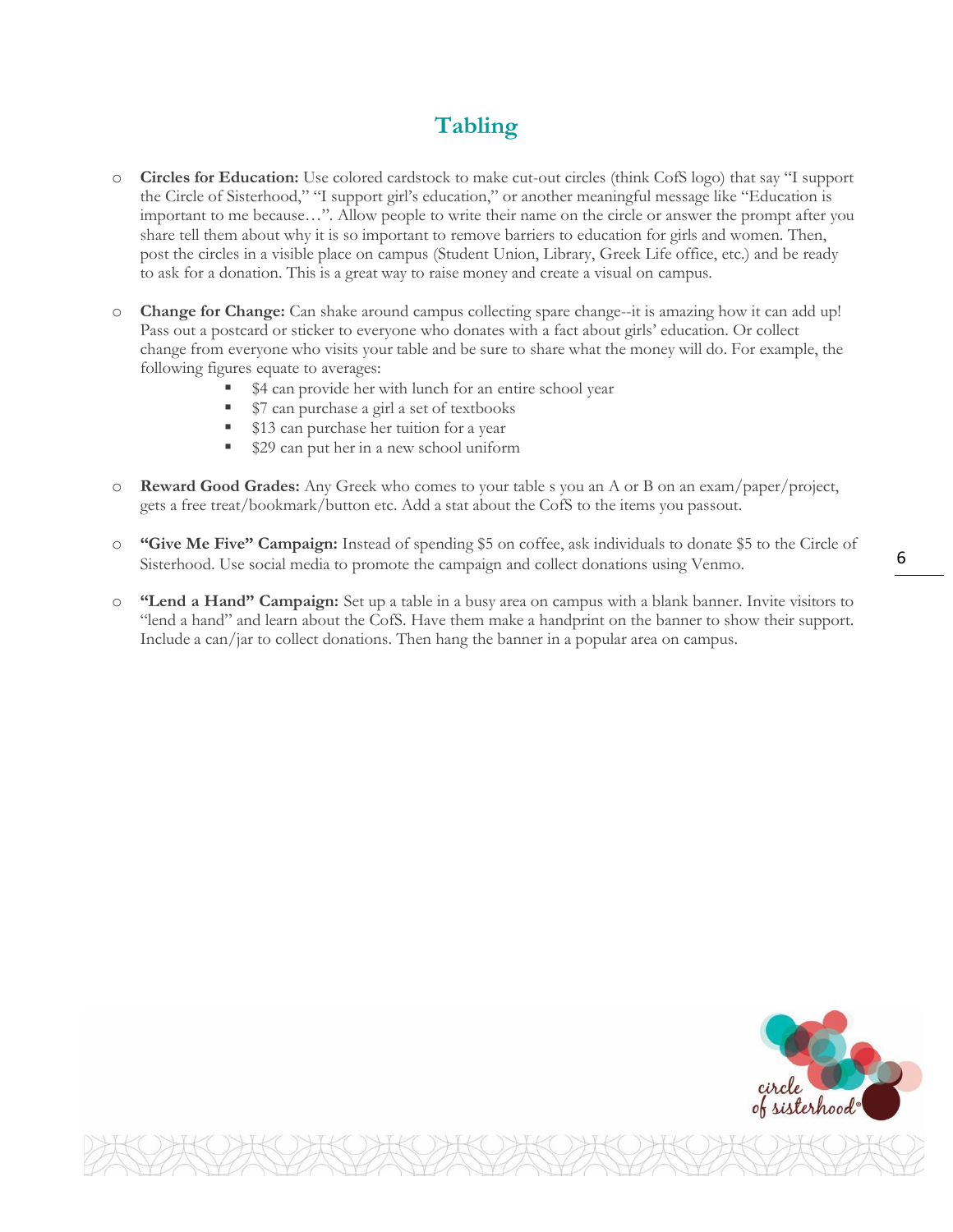## Tabling

- **Circles for Education:** Use colored cardstock to make cut-out circles (think CofS logo) that say "I support the Circle of Sisterhood," "I support girl's education," or another meaningful message like "Education is important to me because…". Allow people to write their name on the circle or answer the prompt after you share tell them about why it is so important to remove barriers to education for girls and women. Then, post the circles in a visible place on campus (Student Union, Library, Greek Life office, etc.) and be ready to ask for a donation. This is a great way to raise money and create a visual on campus.

- **Change for Change:** Can shake around campus collecting spare change--it is amazing how it can add up! Pass out a postcard or sticker to everyone who donates with a fact about girls' education. Or collect change from everyone who visits your table and be sure to share what the money will do. For example, the following figures equate to averages:
  - $4 can provide her with lunch for an entire school year
  - $7 can purchase a girl a set of textbooks
  - $13 can purchase her tuition for a year
  - $29 can put her in a new school uniform

- **Reward Good Grades:** Any Greek who comes to your table s you an A or B on an exam/paper/project, gets a free treat/bookmark/button etc. Add a stat about the CofS to the items you passout.

- **"Give Me Five" Campaign:** Instead of spending $5 on coffee, ask individuals to donate $5 to the Circle of Sisterhood. Use social media to promote the campaign and collect donations using Venmo.

- **"Lend a Hand" Campaign:** Set up a table in a busy area on campus with a blank banner. Invite visitors to "lend a hand" and learn about the CofS. Have them make a handprint on the banner to show their support. Include a can/jar to collect donations. Then hang the banner in a popular area on campus.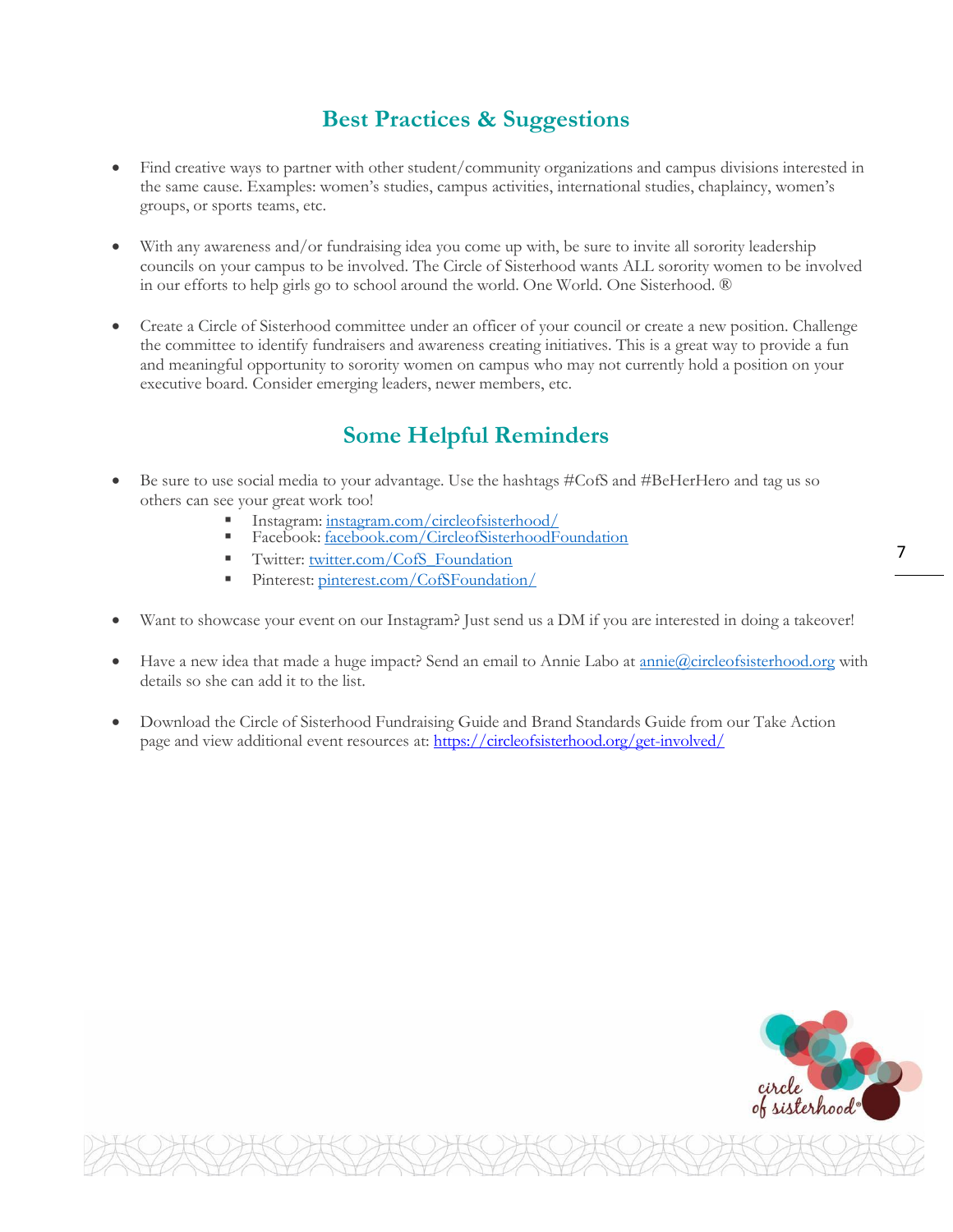## Best Practices & Suggestions

- Find creative ways to partner with other student/community organizations and campus divisions interested in the same cause. Examples: women's studies, campus activities, international studies, chaplaincy, women's groups, or sports teams, etc.

- With any awareness and/or fundraising idea you come up with, be sure to invite all sorority leadership councils on your campus to be involved. The Circle of Sisterhood wants ALL sorority women to be involved in our efforts to help girls go to school around the world. One World. One Sisterhood. ®

- Create a Circle of Sisterhood committee under an officer of your council or create a new position. Challenge the committee to identify fundraisers and awareness creating initiatives. This is a great way to provide a fun and meaningful opportunity to sorority women on campus who may not currently hold a position on your executive board. Consider emerging leaders, newer members, etc.

## Some Helpful Reminders

- Be sure to use social media to your advantage. Use the hashtags #CofS and #BeHerHero and tag us so others can see your great work too!
  - Instagram: instagram.com/circleofsisterhood/
  - Facebook: facebook.com/CircleofSisterhoodFoundation
  - Twitter: twitter.com/CofS_Foundation
  - Pinterest: pinterest.com/CofSFoundation/

- Want to showcase your event on our Instagram? Just send us a DM if you are interested in doing a takeover!

- Have a new idea that made a huge impact? Send an email to Annie Labo at annie@circleofsisterhood.org with details so she can add it to the list.

- Download the Circle of Sisterhood Fundraising Guide and Brand Standards Guide from our Take Action page and view additional event resources at: https://circleofsisterhood.org/get-involved/